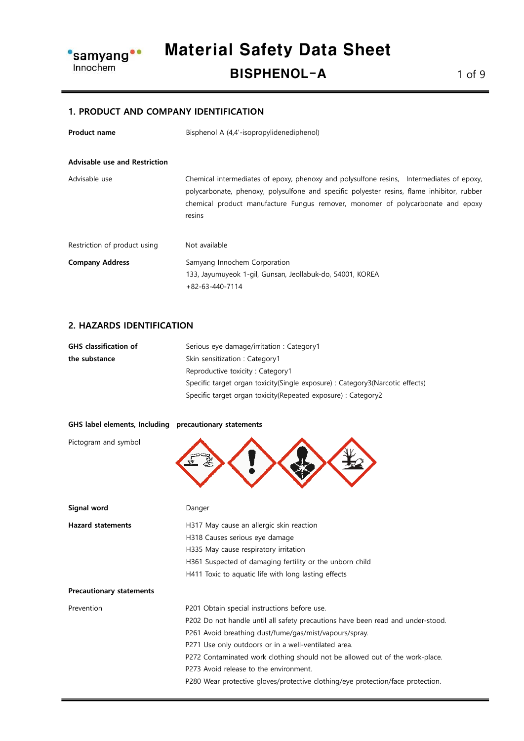# Material Safety Data Sheet

## BISPHENOL-A

### 1. PRODUCT AND COMPANY IDENTIFICATION

**Product name** Bisphenol A (4,4'-isopropylidenediphenol)

**Advisable use and Restriction**

Advisable use: Chemical intermediates of epoxy, phenoxy and polysulfone resins, Intermediates of epoxy, polycarbonate, phenoxy, polysulfone and specific polyester resins, flame inhibitor, rubber chemical product manufacture Fungus remover, monomer of polycarbonate and epoxy resins

Restriction of product using: Not available

**Company Address**
Samyang Innochem Corporation
133, Jayumuyeok 1-gil, Gunsan, Jeollabuk-do, 54001, KOREA
+82-63-440-7114

### 2. HAZARDS IDENTIFICATION

**GHS classification of the substance**

Serious eye damage/irritation : Category1
Skin sensitization : Category1
Reproductive toxicity : Category1
Specific target organ toxicity(Single exposure) : Category3(Narcotic effects)
Specific target organ toxicity(Repeated exposure) : Category2

**GHS label elements, Including precautionary statements**

Pictogram and symbol

**Signal word** Danger

**Hazard statements**

H317 May cause an allergic skin reaction
H318 Causes serious eye damage
H335 May cause respiratory irritation
H361 Suspected of damaging fertility or the unborn child
H411 Toxic to aquatic life with long lasting effects

**Precautionary statements**

Prevention

P201 Obtain special instructions before use.
P202 Do not handle until all safety precautions have been read and under-stood.
P261 Avoid breathing dust/fume/gas/mist/vapours/spray.
P271 Use only outdoors or in a well-ventilated area.
P272 Contaminated work clothing should not be allowed out of the work-place.
P273 Avoid release to the environment.
P280 Wear protective gloves/protective clothing/eye protection/face protection.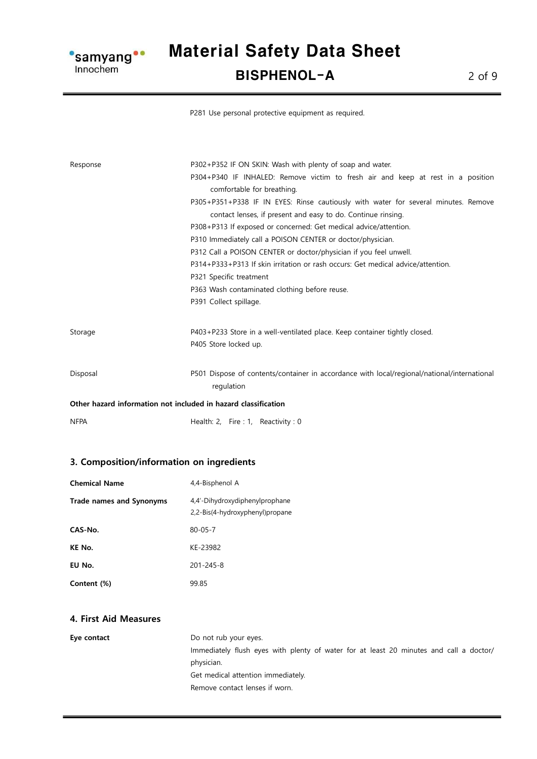| | |
|---|---|
| | P281 Use personal protective equipment as required. |
| Response | P302+P352 IF ON SKIN: Wash with plenty of soap and water.<br>P304+P340 IF INHALED: Remove victim to fresh air and keep at rest in a position comfortable for breathing.<br>P305+P351+P338 IF IN EYES: Rinse cautiously with water for several minutes. Remove contact lenses, if present and easy to do. Continue rinsing.<br>P308+P313 If exposed or concerned: Get medical advice/attention.<br>P310 Immediately call a POISON CENTER or doctor/physician.<br>P312 Call a POISON CENTER or doctor/physician if you feel unwell.<br>P314+P333+P313 If skin irritation or rash occurs: Get medical advice/attention.<br>P321 Specific treatment<br>P363 Wash contaminated clothing before reuse.<br>P391 Collect spillage. |
| Storage | P403+P233 Store in a well-ventilated place. Keep container tightly closed.<br>P405 Store locked up. |
| Disposal | P501 Dispose of contents/container in accordance with local/regional/national/international regulation |

**Other hazard information not included in hazard classification**

| | |
|---|---|
| NFPA | Health: 2, Fire : 1, Reactivity : 0 |

## 3. Composition/information on ingredients

| | |
|---|---|
| **Chemical Name** | 4,4-Bisphenol A |
| **Trade names and Synonyms** | 4,4'-Dihydroxydiphenylprophane<br>2,2-Bis(4-hydroxyphenyl)propane |
| **CAS-No.** | 80-05-7 |
| **KE No.** | KE-23982 |
| **EU No.** | 201-245-8 |
| **Content (%)** | 99.85 |

## 4. First Aid Measures

| | |
|---|---|
| **Eye contact** | Do not rub your eyes.<br>Immediately flush eyes with plenty of water for at least 20 minutes and call a doctor/ physician.<br>Get medical attention immediately.<br>Remove contact lenses if worn. |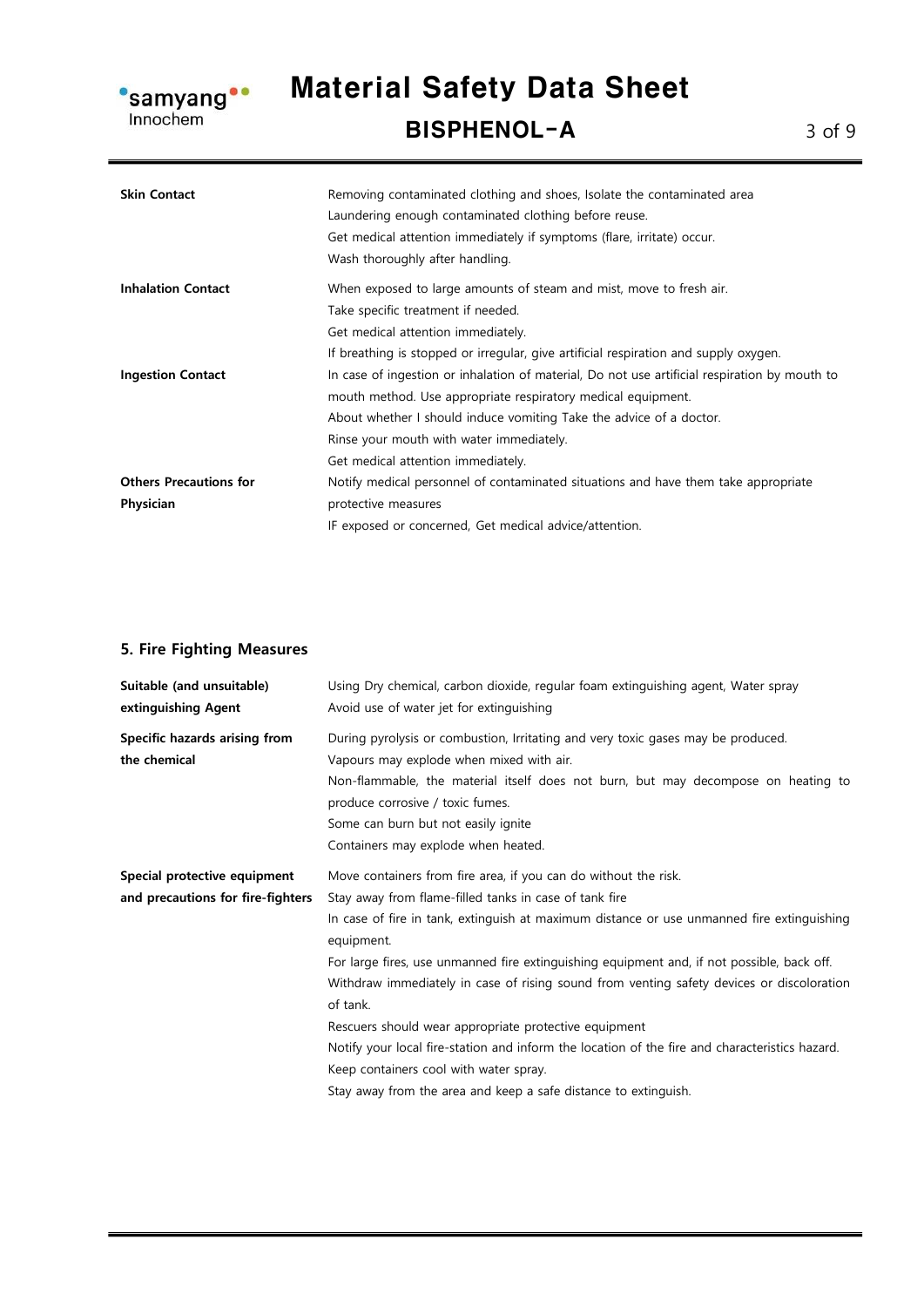| | |
|---|---|
| **Skin Contact** | Removing contaminated clothing and shoes, Isolate the contaminated area<br>Laundering enough contaminated clothing before reuse.<br>Get medical attention immediately if symptoms (flare, irritate) occur.<br>Wash thoroughly after handling. |
| **Inhalation Contact** | When exposed to large amounts of steam and mist, move to fresh air.<br>Take specific treatment if needed.<br>Get medical attention immediately.<br>If breathing is stopped or irregular, give artificial respiration and supply oxygen. |
| **Ingestion Contact** | In case of ingestion or inhalation of material, Do not use artificial respiration by mouth to mouth method. Use appropriate respiratory medical equipment.<br>About whether I should induce vomiting Take the advice of a doctor.<br>Rinse your mouth with water immediately.<br>Get medical attention immediately. |
| **Others Precautions for Physician** | Notify medical personnel of contaminated situations and have them take appropriate protective measures<br>IF exposed or concerned, Get medical advice/attention. |

## 5. Fire Fighting Measures

| | |
|---|---|
| **Suitable (and unsuitable) extinguishing Agent** | Using Dry chemical, carbon dioxide, regular foam extinguishing agent, Water spray<br>Avoid use of water jet for extinguishing |
| **Specific hazards arising from the chemical** | During pyrolysis or combustion, Irritating and very toxic gases may be produced.<br>Vapours may explode when mixed with air.<br>Non-flammable, the material itself does not burn, but may decompose on heating to produce corrosive / toxic fumes.<br>Some can burn but not easily ignite<br>Containers may explode when heated. |
| **Special protective equipment and precautions for fire-fighters** | Move containers from fire area, if you can do without the risk.<br>Stay away from flame-filled tanks in case of tank fire<br>In case of fire in tank, extinguish at maximum distance or use unmanned fire extinguishing equipment.<br>For large fires, use unmanned fire extinguishing equipment and, if not possible, back off.<br>Withdraw immediately in case of rising sound from venting safety devices or discoloration of tank.<br>Rescuers should wear appropriate protective equipment<br>Notify your local fire-station and inform the location of the fire and characteristics hazard.<br>Keep containers cool with water spray.<br>Stay away from the area and keep a safe distance to extinguish. |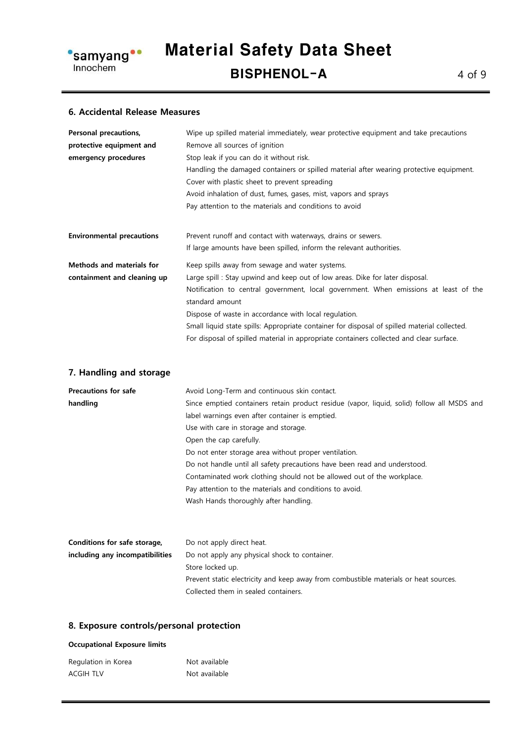## 6. Accidental Release Measures

| | |
|---|---|
| **Personal precautions, protective equipment and emergency procedures** | Wipe up spilled material immediately, wear protective equipment and take precautions<br>Remove all sources of ignition<br>Stop leak if you can do it without risk.<br>Handling the damaged containers or spilled material after wearing protective equipment.<br>Cover with plastic sheet to prevent spreading<br>Avoid inhalation of dust, fumes, gases, mist, vapors and sprays<br>Pay attention to the materials and conditions to avoid |
| **Environmental precautions** | Prevent runoff and contact with waterways, drains or sewers.<br>If large amounts have been spilled, inform the relevant authorities. |
| **Methods and materials for containment and cleaning up** | Keep spills away from sewage and water systems.<br>Large spill : Stay upwind and keep out of low areas. Dike for later disposal.<br>Notification to central government, local government. When emissions at least of the standard amount<br>Dispose of waste in accordance with local regulation.<br>Small liquid state spills: Appropriate container for disposal of spilled material collected.<br>For disposal of spilled material in appropriate containers collected and clear surface. |

## 7. Handling and storage

| | |
|---|---|
| **Precautions for safe handling** | Avoid Long-Term and continuous skin contact.<br>Since emptied containers retain product residue (vapor, liquid, solid) follow all MSDS and label warnings even after container is emptied.<br>Use with care in storage and storage.<br>Open the cap carefully.<br>Do not enter storage area without proper ventilation.<br>Do not handle until all safety precautions have been read and understood.<br>Contaminated work clothing should not be allowed out of the workplace.<br>Pay attention to the materials and conditions to avoid.<br>Wash Hands thoroughly after handling. |
| **Conditions for safe storage, including any incompatibilities** | Do not apply direct heat.<br>Do not apply any physical shock to container.<br>Store locked up.<br>Prevent static electricity and keep away from combustible materials or heat sources.<br>Collected them in sealed containers. |

## 8. Exposure controls/personal protection

**Occupational Exposure limits**

| | |
|---|---|
| Regulation in Korea | Not available |
| ACGIH TLV | Not available |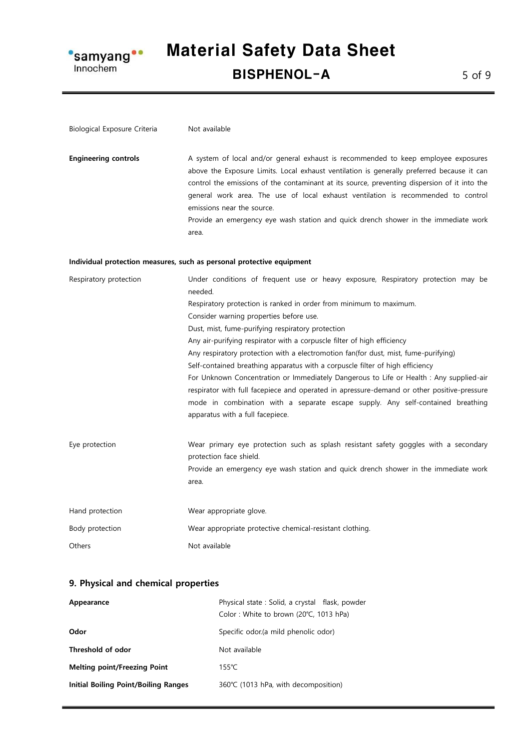| | |
|---|---|
| Biological Exposure Criteria | Not available |
| **Engineering controls** | A system of local and/or general exhaust is recommended to keep employee exposures above the Exposure Limits. Local exhaust ventilation is generally preferred because it can control the emissions of the contaminant at its source, preventing dispersion of it into the general work area. The use of local exhaust ventilation is recommended to control emissions near the source.<br>Provide an emergency eye wash station and quick drench shower in the immediate work area. |

**Individual protection measures, such as personal protective equipment**

| | |
|---|---|
| Respiratory protection | Under conditions of frequent use or heavy exposure, Respiratory protection may be needed.<br>Respiratory protection is ranked in order from minimum to maximum.<br>Consider warning properties before use.<br>Dust, mist, fume-purifying respiratory protection<br>Any air-purifying respirator with a corpuscle filter of high efficiency<br>Any respiratory protection with a electromotion fan(for dust, mist, fume-purifying)<br>Self-contained breathing apparatus with a corpuscle filter of high efficiency<br>For Unknown Concentration or Immediately Dangerous to Life or Health : Any supplied-air respirator with full facepiece and operated in apressure-demand or other positive-pressure mode in combination with a separate escape supply. Any self-contained breathing apparatus with a full facepiece. |
| Eye protection | Wear primary eye protection such as splash resistant safety goggles with a secondary protection face shield.<br>Provide an emergency eye wash station and quick drench shower in the immediate work area. |
| Hand protection | Wear appropriate glove. |
| Body protection | Wear appropriate protective chemical-resistant clothing. |
| Others | Not available |

## 9. Physical and chemical properties

| | |
|---|---|
| **Appearance** | Physical state : Solid, a crystal flask, powder<br>Color : White to brown (20℃, 1013 hPa) |
| **Odor** | Specific odor.(a mild phenolic odor) |
| **Threshold of odor** | Not available |
| **Melting point/Freezing Point** | 155℃ |
| **Initial Boiling Point/Boiling Ranges** | 360℃ (1013 hPa, with decomposition) |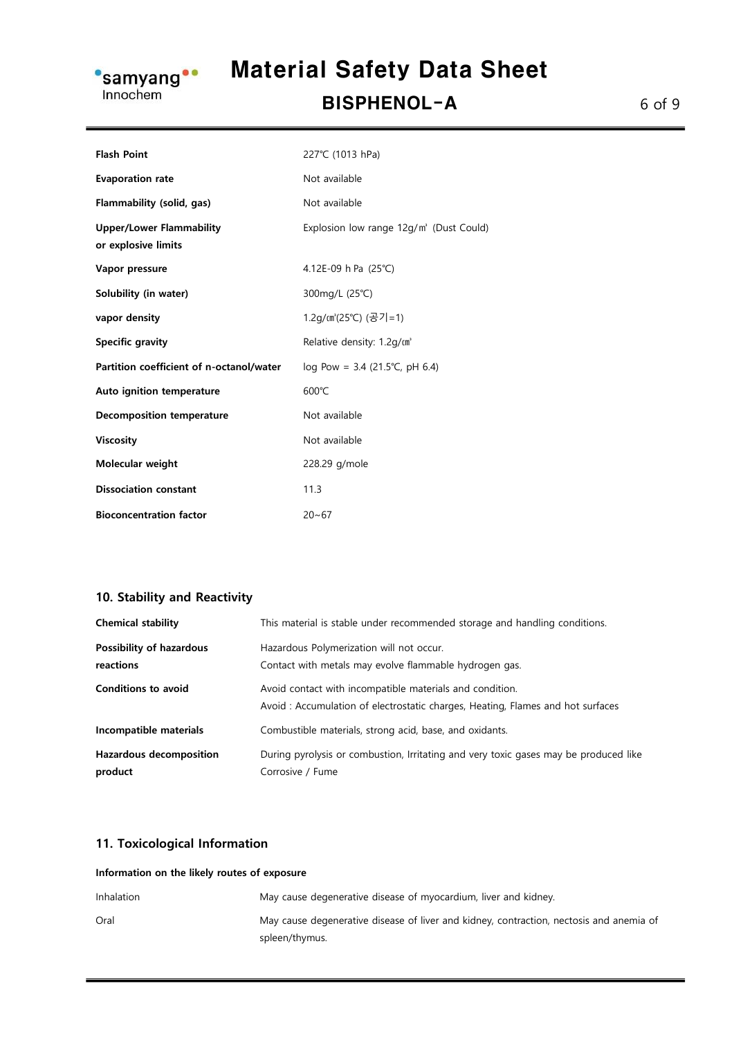| | |
|---|---|
| **Flash Point** | 227℃ (1013 hPa) |
| **Evaporation rate** | Not available |
| **Flammability (solid, gas)** | Not available |
| **Upper/Lower Flammability or explosive limits** | Explosion low range 12g/㎥ (Dust Could) |
| **Vapor pressure** | 4.12E-09 h Pa (25℃) |
| **Solubility (in water)** | 300mg/L (25℃) |
| **vapor density** | 1.2g/㎤(25℃) (공기=1) |
| **Specific gravity** | Relative density: 1.2g/㎤ |
| **Partition coefficient of n-octanol/water** | log Pow = 3.4 (21.5℃, pH 6.4) |
| **Auto ignition temperature** | 600℃ |
| **Decomposition temperature** | Not available |
| **Viscosity** | Not available |
| **Molecular weight** | 228.29 g/mole |
| **Dissociation constant** | 11.3 |
| **Bioconcentration factor** | 20~67 |

## 10. Stability and Reactivity

| | |
|---|---|
| **Chemical stability** | This material is stable under recommended storage and handling conditions. |
| **Possibility of hazardous reactions** | Hazardous Polymerization will not occur. Contact with metals may evolve flammable hydrogen gas. |
| **Conditions to avoid** | Avoid contact with incompatible materials and condition. Avoid : Accumulation of electrostatic charges, Heating, Flames and hot surfaces |
| **Incompatible materials** | Combustible materials, strong acid, base, and oxidants. |
| **Hazardous decomposition product** | During pyrolysis or combustion, Irritating and very toxic gases may be produced like Corrosive / Fume |

## 11. Toxicological Information

**Information on the likely routes of exposure**

| | |
|---|---|
| Inhalation | May cause degenerative disease of myocardium, liver and kidney. |
| Oral | May cause degenerative disease of liver and kidney, contraction, nectosis and anemia of spleen/thymus. |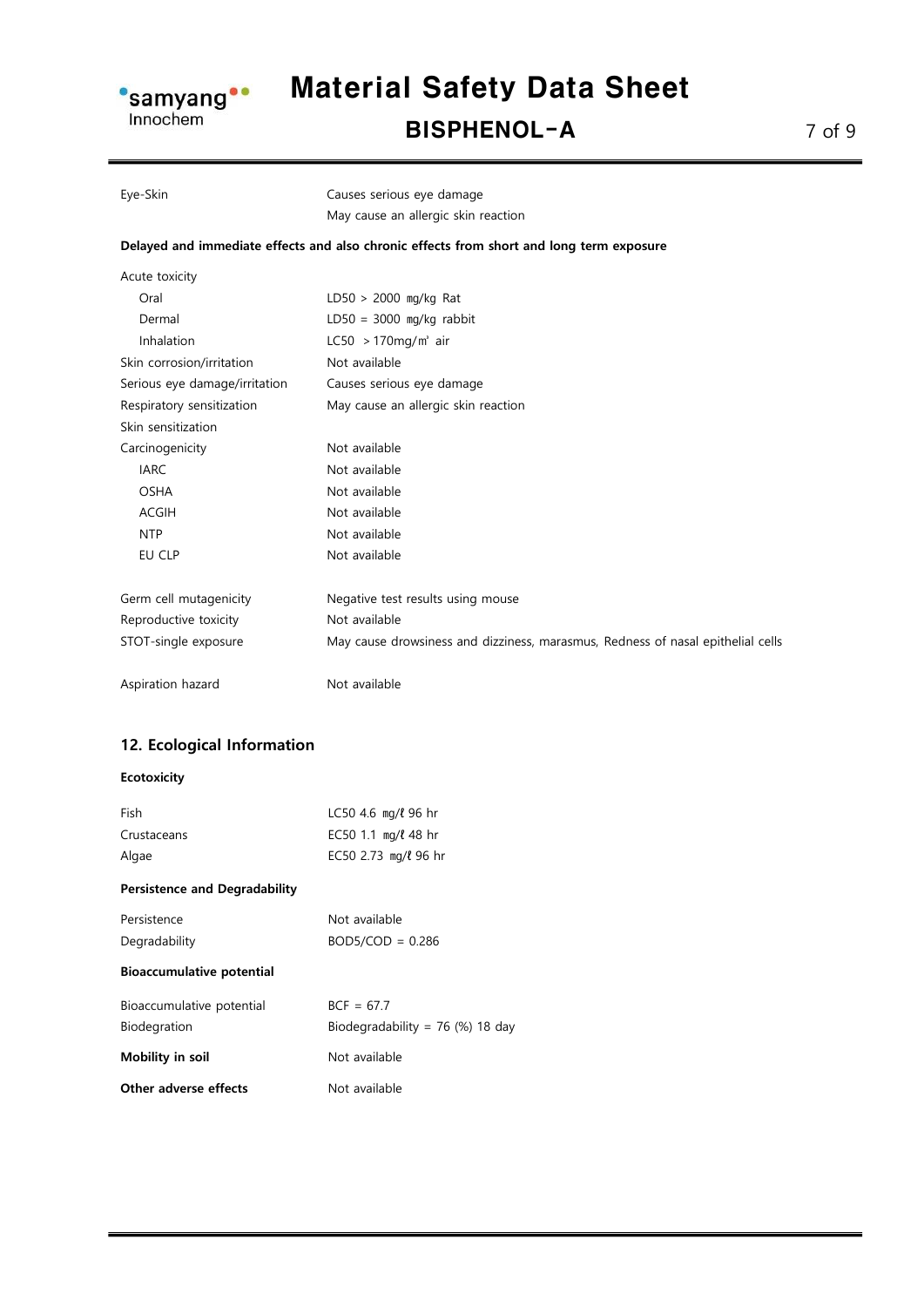| | |
|---|---|
| Eye-Skin | Causes serious eye damage<br>May cause an allergic skin reaction |

**Delayed and immediate effects and also chronic effects from short and long term exposure**

| | |
|---|---|
| Acute toxicity | |
| Oral | LD50 > 2000 ㎎/kg Rat |
| Dermal | LD50 = 3000 ㎎/kg rabbit |
| Inhalation | LC50 > 170mg/㎥ air |
| Skin corrosion/irritation | Not available |
| Serious eye damage/irritation | Causes serious eye damage |
| Respiratory sensitization | May cause an allergic skin reaction |
| Skin sensitization | |
| Carcinogenicity | Not available |
| IARC | Not available |
| OSHA | Not available |
| ACGIH | Not available |
| NTP | Not available |
| EU CLP | Not available |
| Germ cell mutagenicity | Negative test results using mouse |
| Reproductive toxicity | Not available |
| STOT-single exposure | May cause drowsiness and dizziness, marasmus, Redness of nasal epithelial cells |
| Aspiration hazard | Not available |

## 12. Ecological Information

**Ecotoxicity**

| | |
|---|---|
| Fish | LC50 4.6 ㎎/ℓ 96 hr |
| Crustaceans | EC50 1.1 ㎎/ℓ 48 hr |
| Algae | EC50 2.73 ㎎/ℓ 96 hr |

**Persistence and Degradability**

| | |
|---|---|
| Persistence | Not available |
| Degradability | BOD5/COD = 0.286 |

**Bioaccumulative potential**

| | |
|---|---|
| Bioaccumulative potential | BCF = 67.7 |
| Biodegration | Biodegradability = 76 (%) 18 day |

**Mobility in soil** Not available

**Other adverse effects** Not available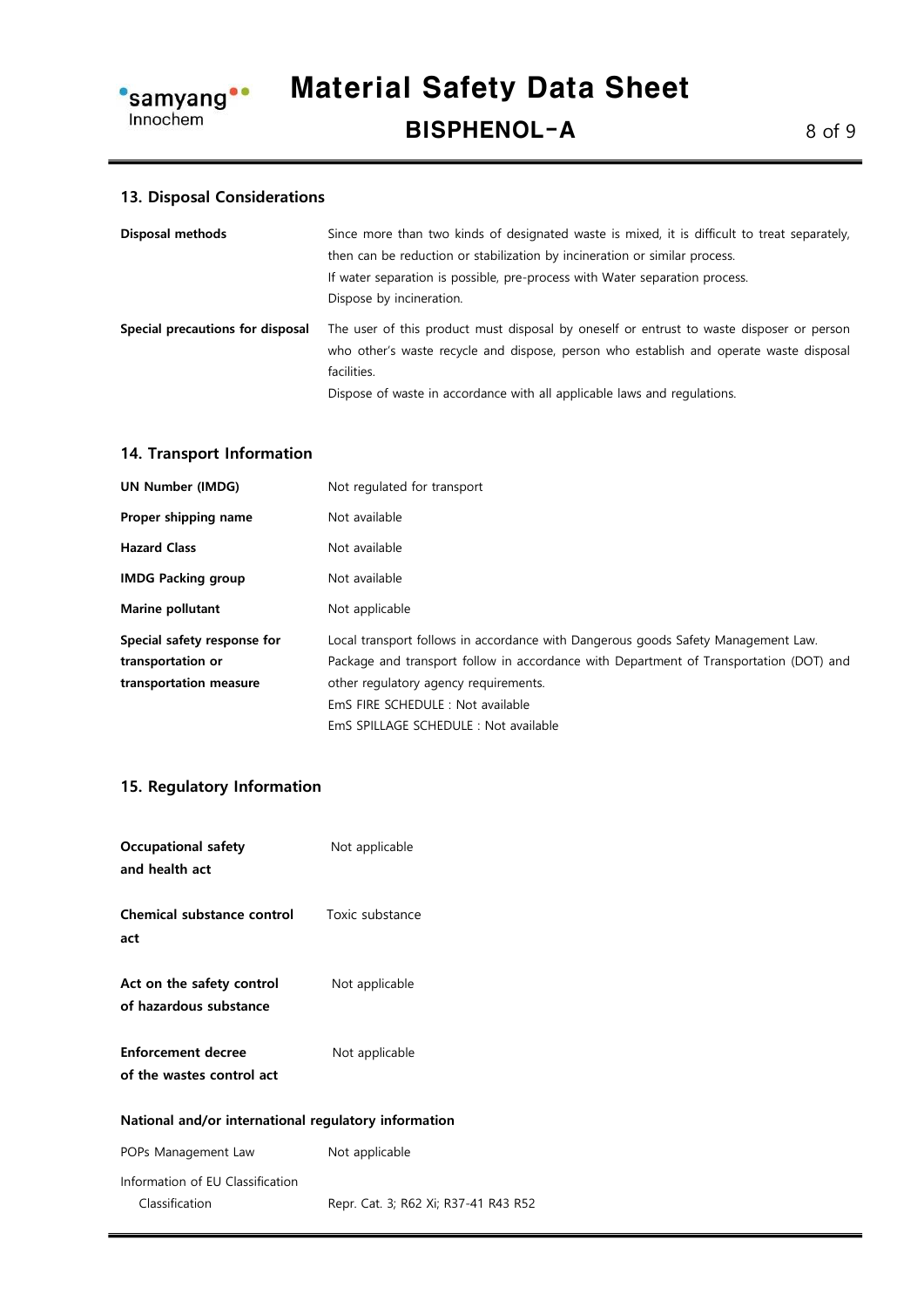## 13. Disposal Considerations

| | |
|---|---|
| **Disposal methods** | Since more than two kinds of designated waste is mixed, it is difficult to treat separately, then can be reduction or stabilization by incineration or similar process.<br>If water separation is possible, pre-process with Water separation process.<br>Dispose by incineration. |
| **Special precautions for disposal** | The user of this product must disposal by oneself or entrust to waste disposer or person who other's waste recycle and dispose, person who establish and operate waste disposal facilities.<br>Dispose of waste in accordance with all applicable laws and regulations. |

## 14. Transport Information

| | |
|---|---|
| **UN Number (IMDG)** | Not regulated for transport |
| **Proper shipping name** | Not available |
| **Hazard Class** | Not available |
| **IMDG Packing group** | Not available |
| **Marine pollutant** | Not applicable |
| **Special safety response for transportation or transportation measure** | Local transport follows in accordance with Dangerous goods Safety Management Law.<br>Package and transport follow in accordance with Department of Transportation (DOT) and other regulatory agency requirements.<br>EmS FIRE SCHEDULE : Not available<br>EmS SPILLAGE SCHEDULE : Not available |

## 15. Regulatory Information

| | |
|---|---|
| **Occupational safety and health act** | Not applicable |
| **Chemical substance control act** | Toxic substance |
| **Act on the safety control of hazardous substance** | Not applicable |
| **Enforcement decree of the wastes control act** | Not applicable |

**National and/or international regulatory information**

| | |
|---|---|
| POPs Management Law | Not applicable |
| Information of EU Classification | |
| Classification | Repr. Cat. 3; R62 Xi; R37-41 R43 R52 |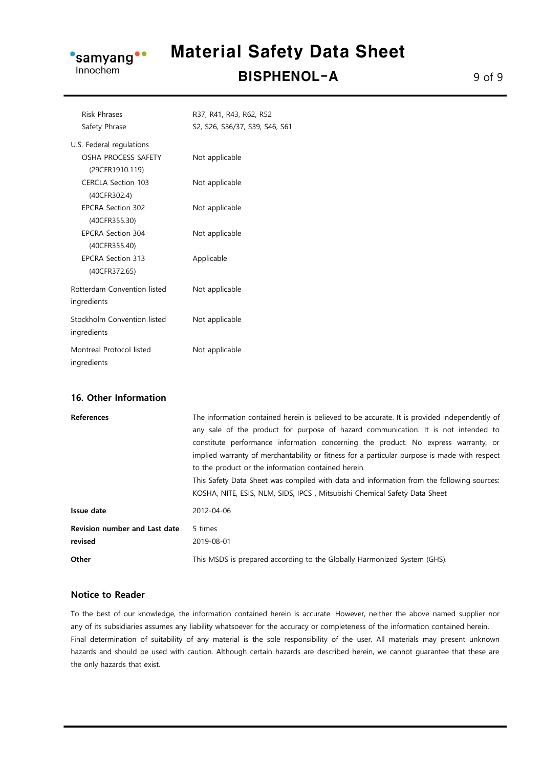| | |
|---|---|
| Risk Phrases | R37, R41, R43, R62, R52 |
| Safety Phrase | S2, S26, S36/37, S39, S46, S61 |
| U.S. Federal regulations | |
| OSHA PROCESS SAFETY (29CFR1910.119) | Not applicable |
| CERCLA Section 103 (40CFR302.4) | Not applicable |
| EPCRA Section 302 (40CFR355.30) | Not applicable |
| EPCRA Section 304 (40CFR355.40) | Not applicable |
| EPCRA Section 313 (40CFR372.65) | Applicable |
| Rotterdam Convention listed ingredients | Not applicable |
| Stockholm Convention listed ingredients | Not applicable |
| Montreal Protocol listed ingredients | Not applicable |

## 16. Other Information

| | |
|---|---|
| **References** | The information contained herein is believed to be accurate. It is provided independently of any sale of the product for purpose of hazard communication. It is not intended to constitute performance information concerning the product. No express warranty, or implied warranty of merchantability or fitness for a particular purpose is made with respect to the product or the information contained herein.<br>This Safety Data Sheet was compiled with data and information from the following sources: KOSHA, NITE, ESIS, NLM, SIDS, IPCS , Mitsubishi Chemical Safety Data Sheet |
| **Issue date** | 2012-04-06 |
| **Revision number and Last date revised** | 5 times<br>2019-08-01 |
| **Other** | This MSDS is prepared according to the Globally Harmonized System (GHS). |

### Notice to Reader

To the best of our knowledge, the information contained herein is accurate. However, neither the above named supplier nor any of its subsidiaries assumes any liability whatsoever for the accuracy or completeness of the information contained herein. Final determination of suitability of any material is the sole responsibility of the user. All materials may present unknown hazards and should be used with caution. Although certain hazards are described herein, we cannot guarantee that these are the only hazards that exist.